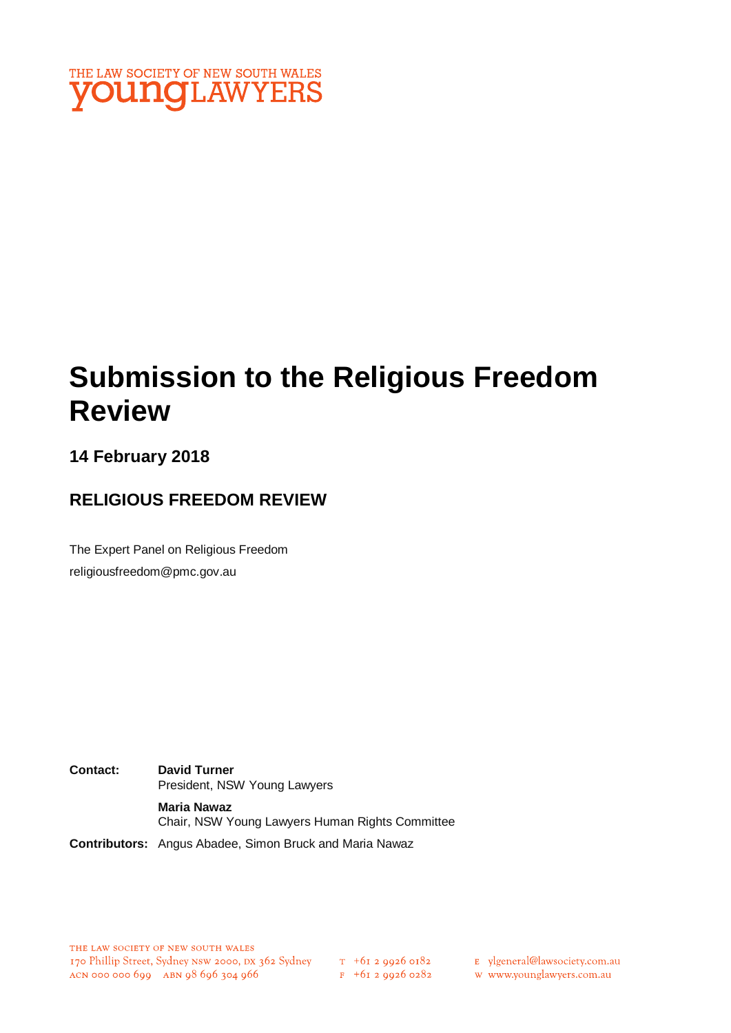THE LAW SOCIETY OF NEW SOUTH WALES
youngLAWYERS

# Submission to the Religious Freedom Review

## 14 February 2018

## RELIGIOUS FREEDOM REVIEW

The Expert Panel on Religious Freedom
religiousfreedom@pmc.gov.au

**Contact:** **David Turner**
President, NSW Young Lawyers

**Maria Nawaz**
Chair, NSW Young Lawyers Human Rights Committee

**Contributors:** Angus Abadee, Simon Bruck and Maria Nawaz

THE LAW SOCIETY OF NEW SOUTH WALES
170 Phillip Street, Sydney NSW 2000, DX 362 Sydney
ACN 000 000 699 ABN 98 696 304 966

T +61 2 9926 0182
F +61 2 9926 0282

E ylgeneral@lawsociety.com.au
W www.younglawyers.com.au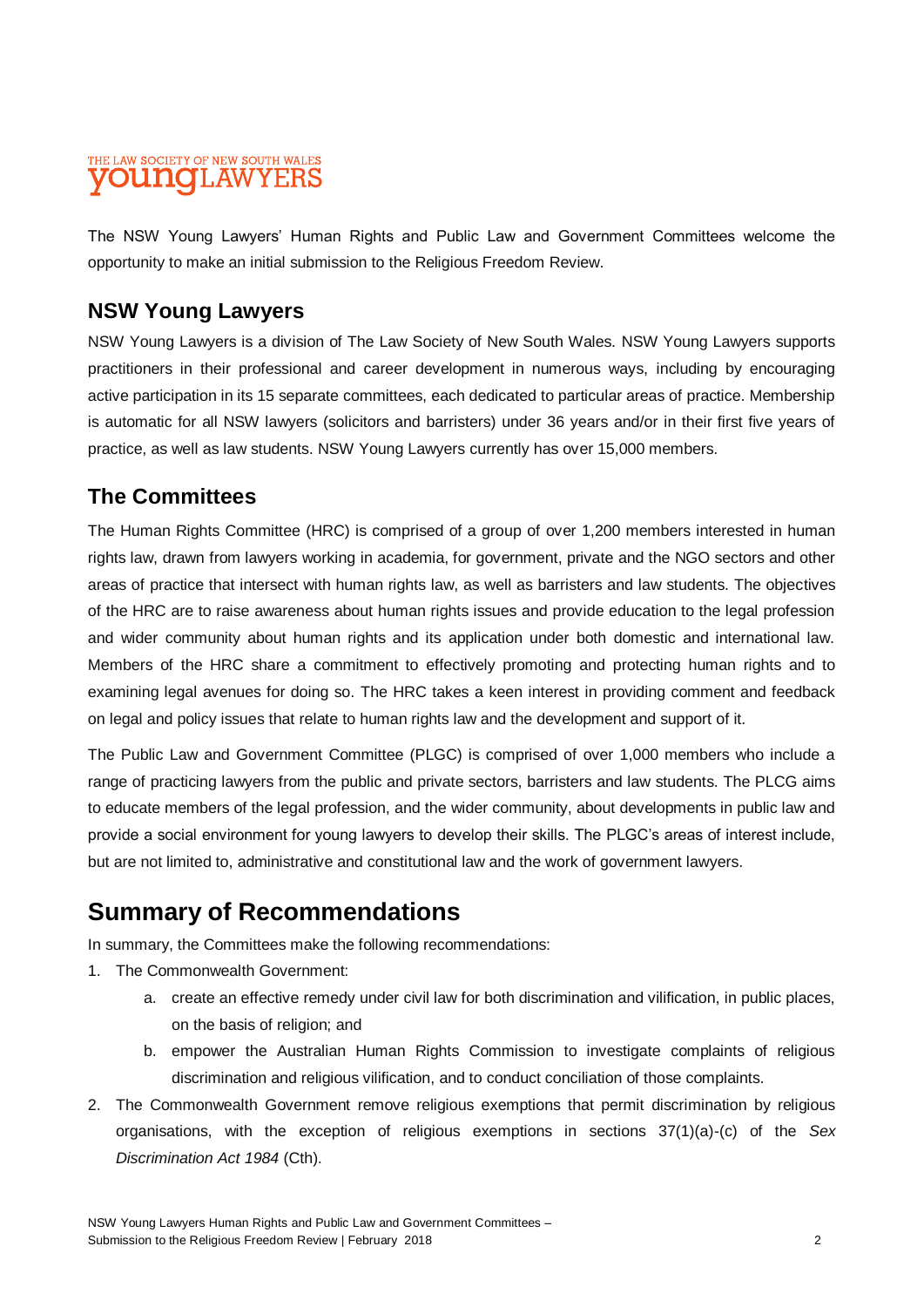THE LAW SOCIETY OF NEW SOUTH WALES
youngLAWYERS

The NSW Young Lawyers' Human Rights and Public Law and Government Committees welcome the opportunity to make an initial submission to the Religious Freedom Review.

## NSW Young Lawyers

NSW Young Lawyers is a division of The Law Society of New South Wales. NSW Young Lawyers supports practitioners in their professional and career development in numerous ways, including by encouraging active participation in its 15 separate committees, each dedicated to particular areas of practice. Membership is automatic for all NSW lawyers (solicitors and barristers) under 36 years and/or in their first five years of practice, as well as law students. NSW Young Lawyers currently has over 15,000 members.

## The Committees

The Human Rights Committee (HRC) is comprised of a group of over 1,200 members interested in human rights law, drawn from lawyers working in academia, for government, private and the NGO sectors and other areas of practice that intersect with human rights law, as well as barristers and law students. The objectives of the HRC are to raise awareness about human rights issues and provide education to the legal profession and wider community about human rights and its application under both domestic and international law. Members of the HRC share a commitment to effectively promoting and protecting human rights and to examining legal avenues for doing so. The HRC takes a keen interest in providing comment and feedback on legal and policy issues that relate to human rights law and the development and support of it.

The Public Law and Government Committee (PLGC) is comprised of over 1,000 members who include a range of practicing lawyers from the public and private sectors, barristers and law students. The PLCG aims to educate members of the legal profession, and the wider community, about developments in public law and provide a social environment for young lawyers to develop their skills. The PLGC's areas of interest include, but are not limited to, administrative and constitutional law and the work of government lawyers.

# Summary of Recommendations

In summary, the Committees make the following recommendations:

1. The Commonwealth Government:
   a. create an effective remedy under civil law for both discrimination and vilification, in public places, on the basis of religion; and
   b. empower the Australian Human Rights Commission to investigate complaints of religious discrimination and religious vilification, and to conduct conciliation of those complaints.
2. The Commonwealth Government remove religious exemptions that permit discrimination by religious organisations, with the exception of religious exemptions in sections 37(1)(a)-(c) of the *Sex Discrimination Act 1984* (Cth).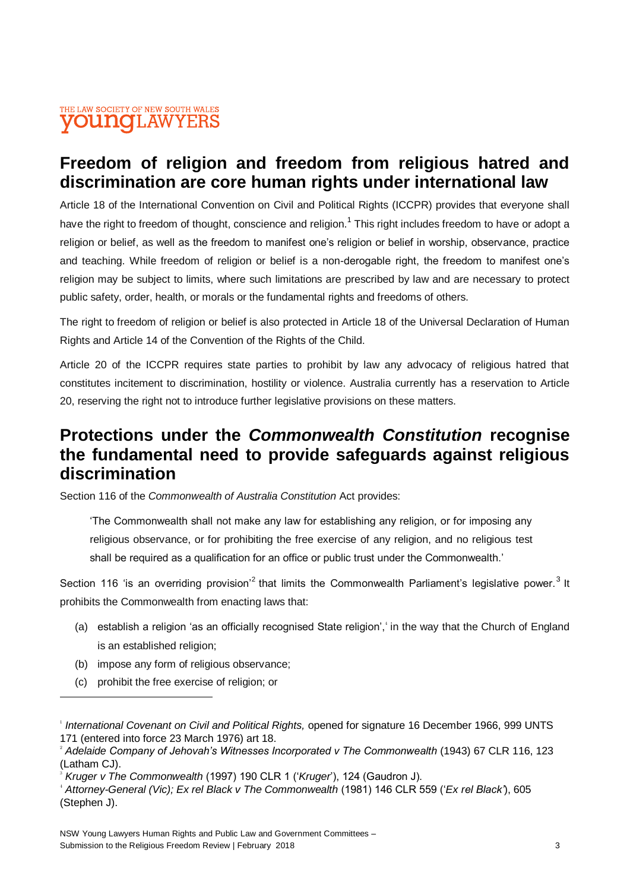## Freedom of religion and freedom from religious hatred and discrimination are core human rights under international law

Article 18 of the International Convention on Civil and Political Rights (ICCPR) provides that everyone shall have the right to freedom of thought, conscience and religion.[1] This right includes freedom to have or adopt a religion or belief, as well as the freedom to manifest one's religion or belief in worship, observance, practice and teaching. While freedom of religion or belief is a non-derogable right, the freedom to manifest one's religion may be subject to limits, where such limitations are prescribed by law and are necessary to protect public safety, order, health, or morals or the fundamental rights and freedoms of others.

The right to freedom of religion or belief is also protected in Article 18 of the Universal Declaration of Human Rights and Article 14 of the Convention of the Rights of the Child.

Article 20 of the ICCPR requires state parties to prohibit by law any advocacy of religious hatred that constitutes incitement to discrimination, hostility or violence. Australia currently has a reservation to Article 20, reserving the right not to introduce further legislative provisions on these matters.

## Protections under the *Commonwealth Constitution* recognise the fundamental need to provide safeguards against religious discrimination

Section 116 of the *Commonwealth of Australia Constitution* Act provides:

> 'The Commonwealth shall not make any law for establishing any religion, or for imposing any religious observance, or for prohibiting the free exercise of any religion, and no religious test shall be required as a qualification for an office or public trust under the Commonwealth.'

Section 116 'is an overriding provision'[2] that limits the Commonwealth Parliament's legislative power.[3] It prohibits the Commonwealth from enacting laws that:

(a) establish a religion 'as an officially recognised State religion',[4] in the way that the Church of England is an established religion;

(b) impose any form of religious observance;

(c) prohibit the free exercise of religion; or

---

[1] *International Covenant on Civil and Political Rights,* opened for signature 16 December 1966, 999 UNTS 171 (entered into force 23 March 1976) art 18.

[2] *Adelaide Company of Jehovah's Witnesses Incorporated v The Commonwealth* (1943) 67 CLR 116, 123 (Latham CJ).

[3] *Kruger v The Commonwealth* (1997) 190 CLR 1 ('*Kruger*'), 124 (Gaudron J).

[4] *Attorney-General (Vic); Ex rel Black v The Commonwealth* (1981) 146 CLR 559 ('*Ex rel Black*'), 605 (Stephen J).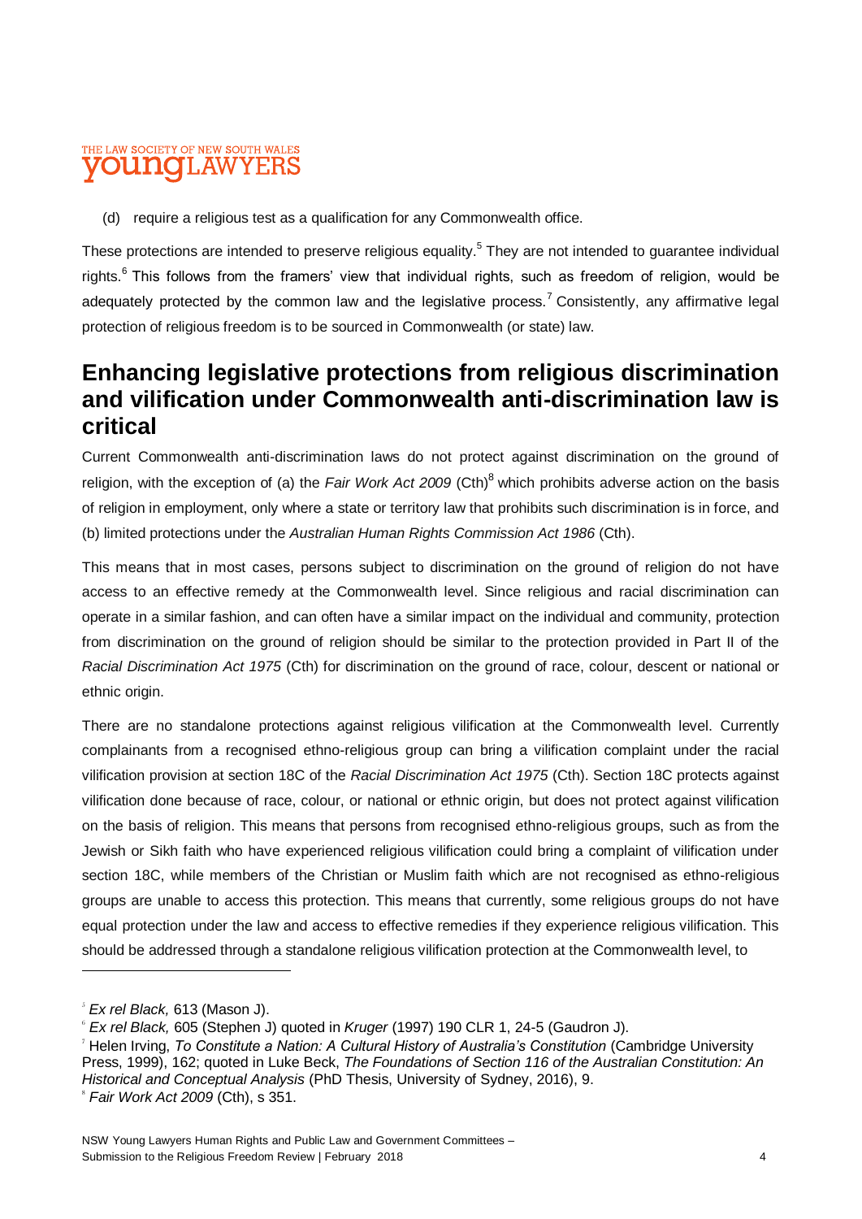(d) require a religious test as a qualification for any Commonwealth office.

These protections are intended to preserve religious equality.[5] They are not intended to guarantee individual rights.[6] This follows from the framers' view that individual rights, such as freedom of religion, would be adequately protected by the common law and the legislative process.[7] Consistently, any affirmative legal protection of religious freedom is to be sourced in Commonwealth (or state) law.

## Enhancing legislative protections from religious discrimination and vilification under Commonwealth anti-discrimination law is critical

Current Commonwealth anti-discrimination laws do not protect against discrimination on the ground of religion, with the exception of (a) the *Fair Work Act 2009* (Cth)[8] which prohibits adverse action on the basis of religion in employment, only where a state or territory law that prohibits such discrimination is in force, and (b) limited protections under the *Australian Human Rights Commission Act 1986* (Cth).

This means that in most cases, persons subject to discrimination on the ground of religion do not have access to an effective remedy at the Commonwealth level. Since religious and racial discrimination can operate in a similar fashion, and can often have a similar impact on the individual and community, protection from discrimination on the ground of religion should be similar to the protection provided in Part II of the *Racial Discrimination Act 1975* (Cth) for discrimination on the ground of race, colour, descent or national or ethnic origin.

There are no standalone protections against religious vilification at the Commonwealth level. Currently complainants from a recognised ethno-religious group can bring a vilification complaint under the racial vilification provision at section 18C of the *Racial Discrimination Act 1975* (Cth). Section 18C protects against vilification done because of race, colour, or national or ethnic origin, but does not protect against vilification on the basis of religion. This means that persons from recognised ethno-religious groups, such as from the Jewish or Sikh faith who have experienced religious vilification could bring a complaint of vilification under section 18C, while members of the Christian or Muslim faith which are not recognised as ethno-religious groups are unable to access this protection. This means that currently, some religious groups do not have equal protection under the law and access to effective remedies if they experience religious vilification. This should be addressed through a standalone religious vilification protection at the Commonwealth level, to

---

[5] *Ex rel Black,* 613 (Mason J).

[6] *Ex rel Black,* 605 (Stephen J) quoted in *Kruger* (1997) 190 CLR 1, 24-5 (Gaudron J).

[7] Helen Irving, *To Constitute a Nation: A Cultural History of Australia's Constitution* (Cambridge University Press, 1999), 162; quoted in Luke Beck, *The Foundations of Section 116 of the Australian Constitution: An Historical and Conceptual Analysis* (PhD Thesis, University of Sydney, 2016), 9.

[8] *Fair Work Act 2009* (Cth), s 351.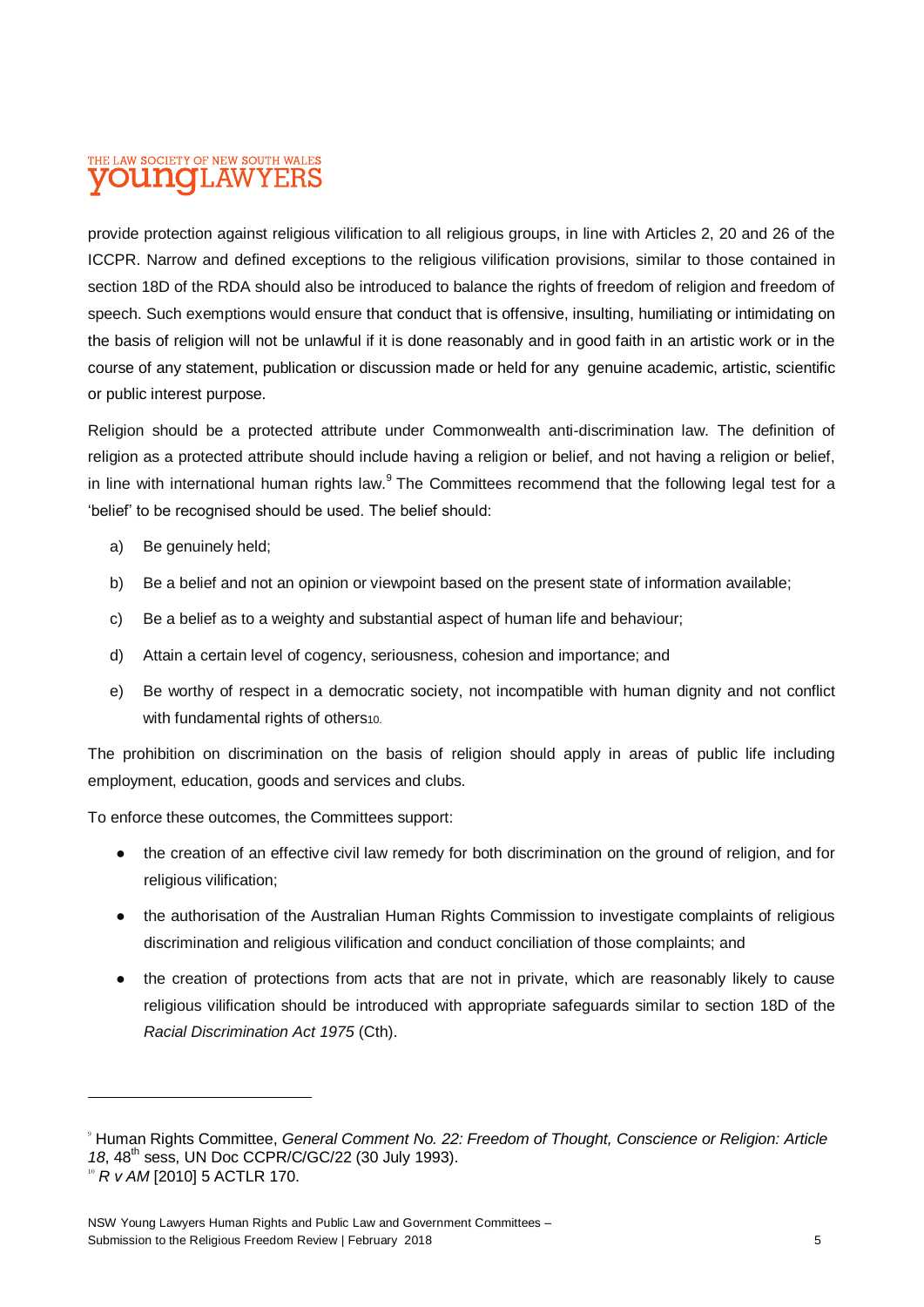provide protection against religious vilification to all religious groups, in line with Articles 2, 20 and 26 of the ICCPR. Narrow and defined exceptions to the religious vilification provisions, similar to those contained in section 18D of the RDA should also be introduced to balance the rights of freedom of religion and freedom of speech. Such exemptions would ensure that conduct that is offensive, insulting, humiliating or intimidating on the basis of religion will not be unlawful if it is done reasonably and in good faith in an artistic work or in the course of any statement, publication or discussion made or held for any genuine academic, artistic, scientific or public interest purpose.

Religion should be a protected attribute under Commonwealth anti-discrimination law. The definition of religion as a protected attribute should include having a religion or belief, and not having a religion or belief, in line with international human rights law.[9] The Committees recommend that the following legal test for a 'belief' to be recognised should be used. The belief should:

a) Be genuinely held;

b) Be a belief and not an opinion or viewpoint based on the present state of information available;

c) Be a belief as to a weighty and substantial aspect of human life and behaviour;

d) Attain a certain level of cogency, seriousness, cohesion and importance; and

e) Be worthy of respect in a democratic society, not incompatible with human dignity and not conflict with fundamental rights of others[10].

The prohibition on discrimination on the basis of religion should apply in areas of public life including employment, education, goods and services and clubs.

To enforce these outcomes, the Committees support:

- the creation of an effective civil law remedy for both discrimination on the ground of religion, and for religious vilification;
- the authorisation of the Australian Human Rights Commission to investigate complaints of religious discrimination and religious vilification and conduct conciliation of those complaints; and
- the creation of protections from acts that are not in private, which are reasonably likely to cause religious vilification should be introduced with appropriate safeguards similar to section 18D of the *Racial Discrimination Act 1975* (Cth).

---

[9] Human Rights Committee, *General Comment No. 22: Freedom of Thought, Conscience or Religion: Article 18*, 48th sess, UN Doc CCPR/C/GC/22 (30 July 1993).

[10] *R v AM* [2010] 5 ACTLR 170.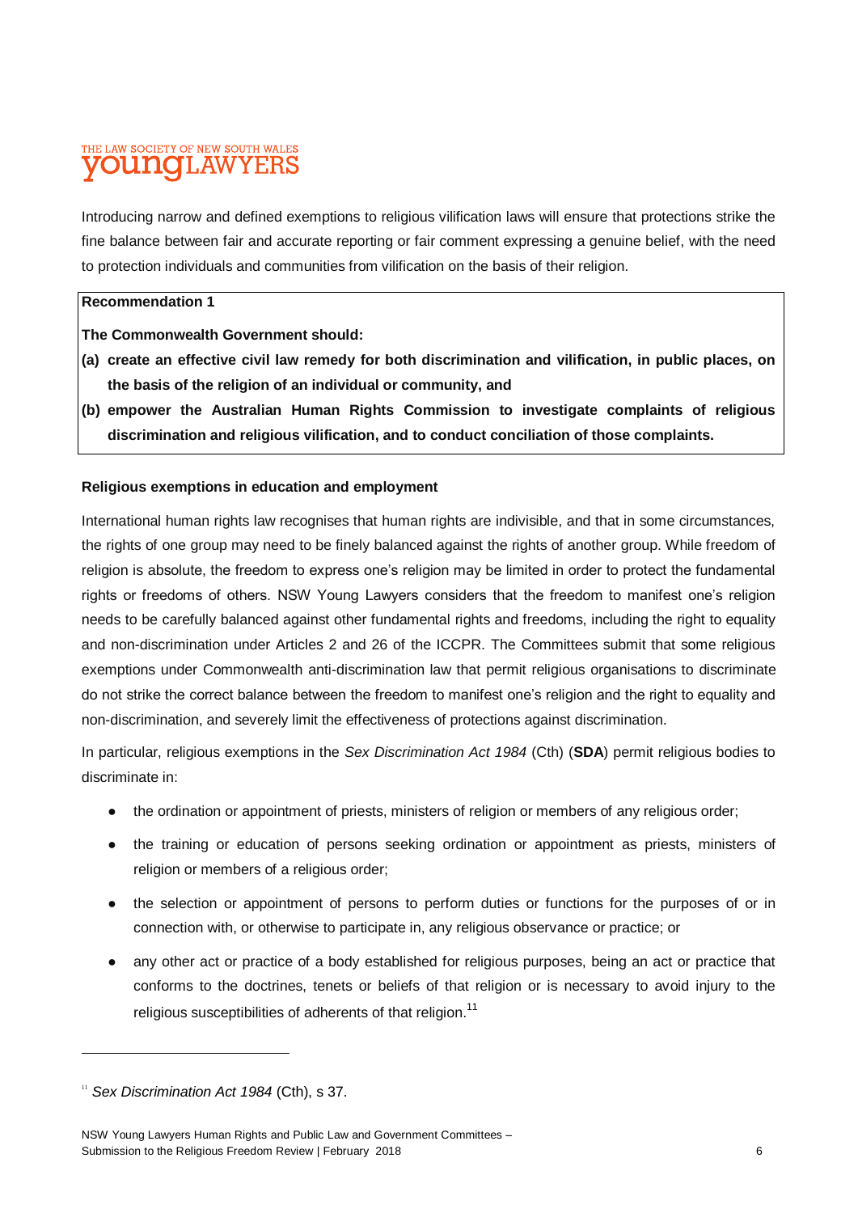Introducing narrow and defined exemptions to religious vilification laws will ensure that protections strike the fine balance between fair and accurate reporting or fair comment expressing a genuine belief, with the need to protection individuals and communities from vilification on the basis of their religion.

> **Recommendation 1**
>
> **The Commonwealth Government should:**
>
> **(a) create an effective civil law remedy for both discrimination and vilification, in public places, on the basis of the religion of an individual or community, and**
>
> **(b) empower the Australian Human Rights Commission to investigate complaints of religious discrimination and religious vilification, and to conduct conciliation of those complaints.**

**Religious exemptions in education and employment**

International human rights law recognises that human rights are indivisible, and that in some circumstances, the rights of one group may need to be finely balanced against the rights of another group. While freedom of religion is absolute, the freedom to express one's religion may be limited in order to protect the fundamental rights or freedoms of others. NSW Young Lawyers considers that the freedom to manifest one's religion needs to be carefully balanced against other fundamental rights and freedoms, including the right to equality and non-discrimination under Articles 2 and 26 of the ICCPR. The Committees submit that some religious exemptions under Commonwealth anti-discrimination law that permit religious organisations to discriminate do not strike the correct balance between the freedom to manifest one's religion and the right to equality and non-discrimination, and severely limit the effectiveness of protections against discrimination.

In particular, religious exemptions in the *Sex Discrimination Act 1984* (Cth) (**SDA**) permit religious bodies to discriminate in:

- the ordination or appointment of priests, ministers of religion or members of any religious order;
- the training or education of persons seeking ordination or appointment as priests, ministers of religion or members of a religious order;
- the selection or appointment of persons to perform duties or functions for the purposes of or in connection with, or otherwise to participate in, any religious observance or practice; or
- any other act or practice of a body established for religious purposes, being an act or practice that conforms to the doctrines, tenets or beliefs of that religion or is necessary to avoid injury to the religious susceptibilities of adherents of that religion.[11]

---

[11] *Sex Discrimination Act 1984* (Cth), s 37.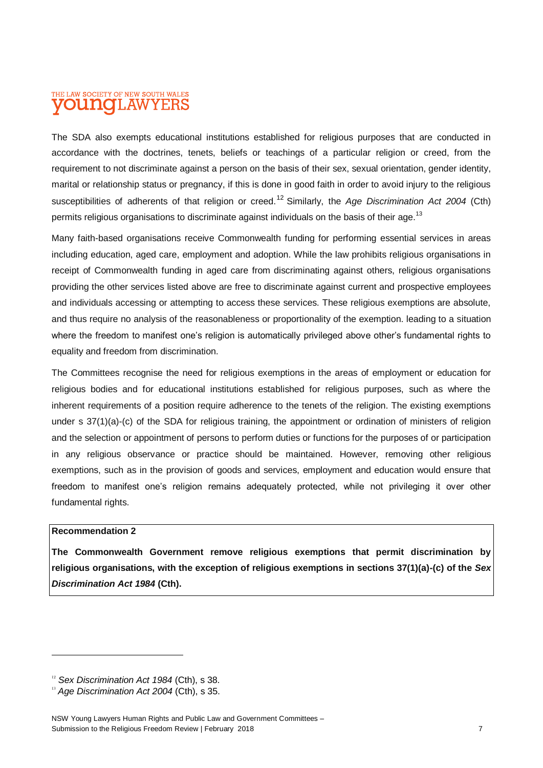The SDA also exempts educational institutions established for religious purposes that are conducted in accordance with the doctrines, tenets, beliefs or teachings of a particular religion or creed, from the requirement to not discriminate against a person on the basis of their sex, sexual orientation, gender identity, marital or relationship status or pregnancy, if this is done in good faith in order to avoid injury to the religious susceptibilities of adherents of that religion or creed.[12] Similarly, the *Age Discrimination Act 2004* (Cth) permits religious organisations to discriminate against individuals on the basis of their age.[13]

Many faith-based organisations receive Commonwealth funding for performing essential services in areas including education, aged care, employment and adoption. While the law prohibits religious organisations in receipt of Commonwealth funding in aged care from discriminating against others, religious organisations providing the other services listed above are free to discriminate against current and prospective employees and individuals accessing or attempting to access these services. These religious exemptions are absolute, and thus require no analysis of the reasonableness or proportionality of the exemption. leading to a situation where the freedom to manifest one's religion is automatically privileged above other's fundamental rights to equality and freedom from discrimination.

The Committees recognise the need for religious exemptions in the areas of employment or education for religious bodies and for educational institutions established for religious purposes, such as where the inherent requirements of a position require adherence to the tenets of the religion. The existing exemptions under s 37(1)(a)-(c) of the SDA for religious training, the appointment or ordination of ministers of religion and the selection or appointment of persons to perform duties or functions for the purposes of or participation in any religious observance or practice should be maintained. However, removing other religious exemptions, such as in the provision of goods and services, employment and education would ensure that freedom to manifest one's religion remains adequately protected, while not privileging it over other fundamental rights.

**Recommendation 2**

**The Commonwealth Government remove religious exemptions that permit discrimination by religious organisations, with the exception of religious exemptions in sections 37(1)(a)-(c) of the *Sex Discrimination Act 1984* (Cth).**

---

[12] *Sex Discrimination Act 1984* (Cth), s 38.

[13] *Age Discrimination Act 2004* (Cth), s 35.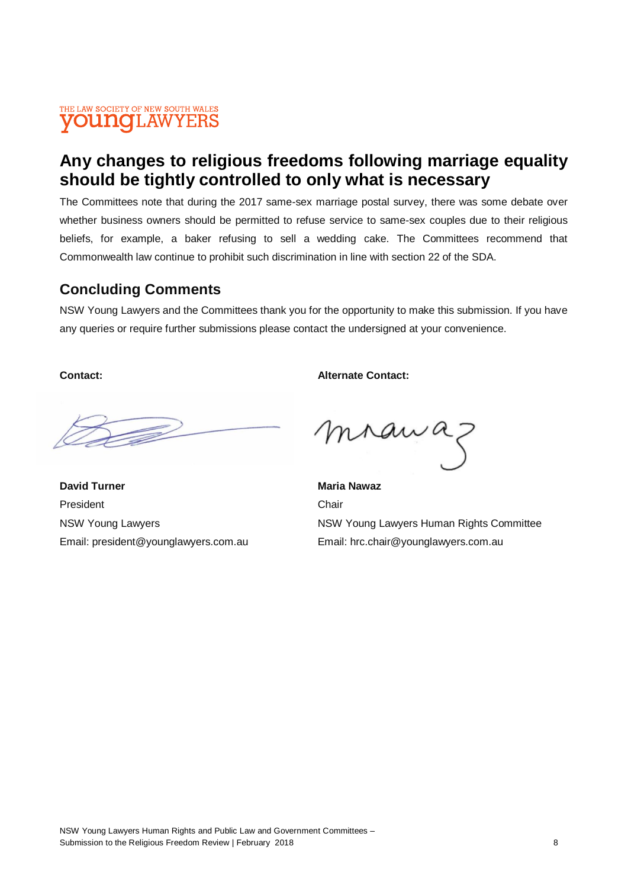THE LAW SOCIETY OF NEW SOUTH WALES **young**LAWYERS

## Any changes to religious freedoms following marriage equality should be tightly controlled to only what is necessary

The Committees note that during the 2017 same-sex marriage postal survey, there was some debate over whether business owners should be permitted to refuse service to same-sex couples due to their religious beliefs, for example, a baker refusing to sell a wedding cake. The Committees recommend that Commonwealth law continue to prohibit such discrimination in line with section 22 of the SDA.

## Concluding Comments

NSW Young Lawyers and the Committees thank you for the opportunity to make this submission. If you have any queries or require further submissions please contact the undersigned at your convenience.

**Contact:**

**David Turner**
President
NSW Young Lawyers
Email: president@younglawyers.com.au

**Alternate Contact:**

**Maria Nawaz**
Chair
NSW Young Lawyers Human Rights Committee
Email: hrc.chair@younglawyers.com.au